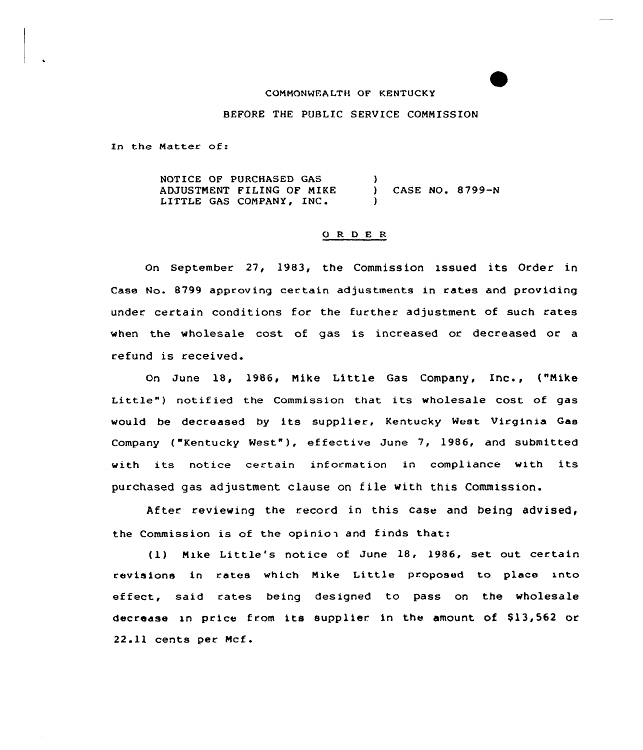COMMONWEALTH OF KENTUCKY

BEFORE THE PUBLIC SERVICE COMMISSION

In the Matter of:

NOTICE OF PURCHASED GAS ADJUSTMENT FILING OF MIKE LITTLE GAS COMPANY, INC. ) CASE NO. 8799-N

## O R D E R

On September 27, 1983, the Commission issued its Order in Case No. 8799 approving certain adjustments in rates and providing under certain conditions for the further adjustment of such rates when the wholesale cost of gas is increased or decreased or a refund is received.

On June 18, 1986, Mike Little Gas Company, Inc., ("Mike Little") notified the Commission that its wholesale cost of gas would be decreased by its supplier, Kentucky West Virginia Gas Company ("Kentucky West"), effective June 7, 1986, and submitted with its notice certain information in compliance with its purchased gas adjustment clause on file with this Commission.

After reviewing the record in this case and being advised, the Commission is of the opinion and finds that:

(1) Mike Little's notice of June 18, 1986, set out certain revisions in rates which Mike Little proposed to place into effect, said rates being designed to pass on the wholesale decrease in price from its supplier in the amount of $13,562 or 22.11 cents per Mcf.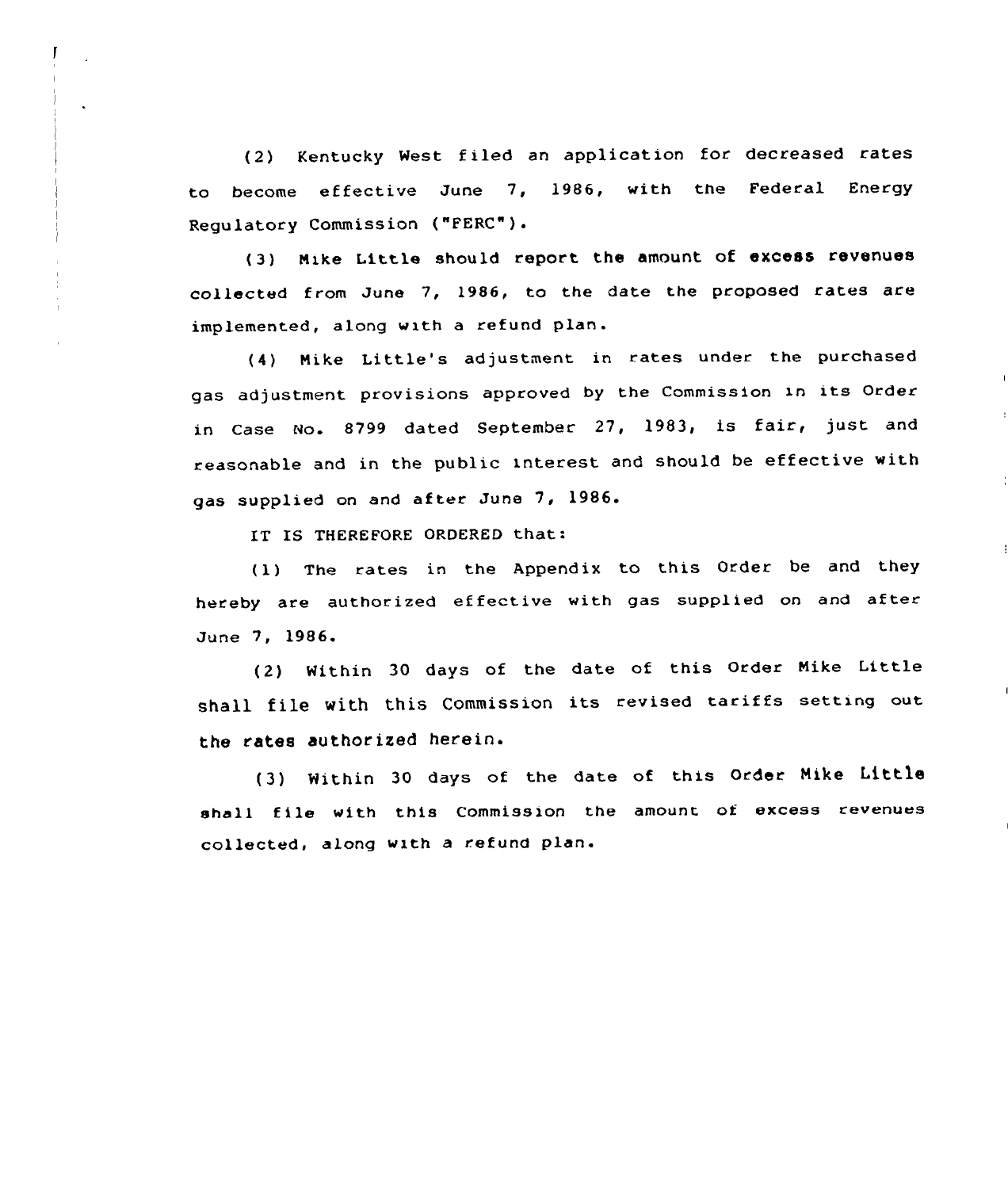(2) Kentucky West filed an application for decreased rates to become effective June 7, 1986, with the Federal Energy Regulatory Commission ("FERC").

(3) Mike Little should report the amount of excess revenues collected from June 7, 1986, to the date the proposed rates are implemented, along with a refund plan.

(4) Mike Little's adjustment in rates under the purchased gas adjustment provisions approved by the Commission in its Order in Case No. 8799 dated September 27, 1983, is fair, just and reasonable and in the public interest and should be effective with gas supplied on and after June 7, 1986.

IT IS THEREFORE ORDERED that:

(1) The rates in the Appendix to this Order be and they hereby are authorized effective with gas supplied on and after June 7, 1986.

(2) Within 30 days of the date of this Order Mike Little shall file with this Commission its revised tariffs setting out the rates authorized herein.

(3) Within 30 days of the date of this Order Mike Little shall file with this Commission the amount of excess revenues collected, along with a refund plan.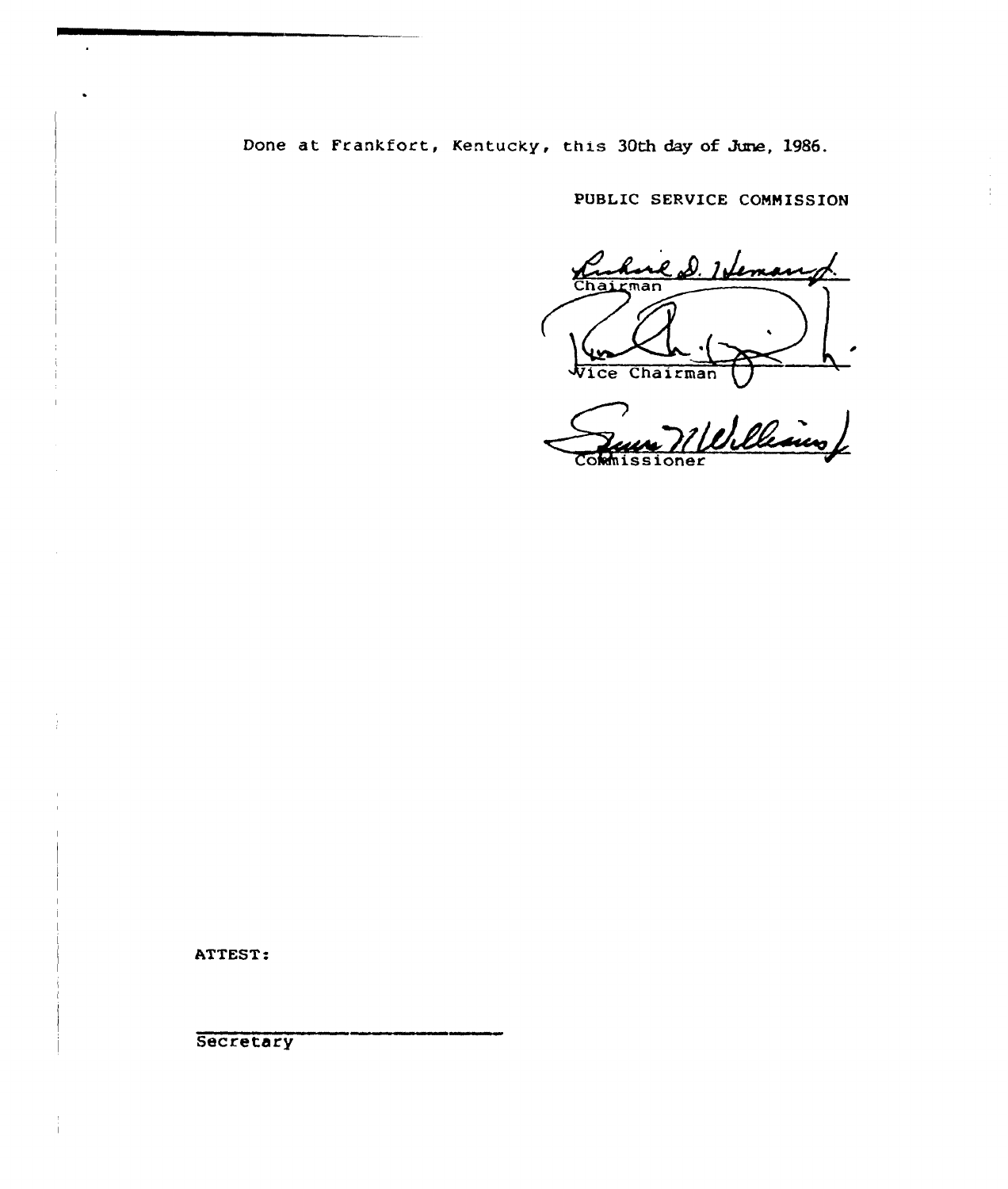Done at Frankfort, Kentucky, this 30th day of June, 1986.

PUBLIC SERVICE COMMISSION

Chairman

Vice Chairman

Commissioner

ATTEST:

Secretary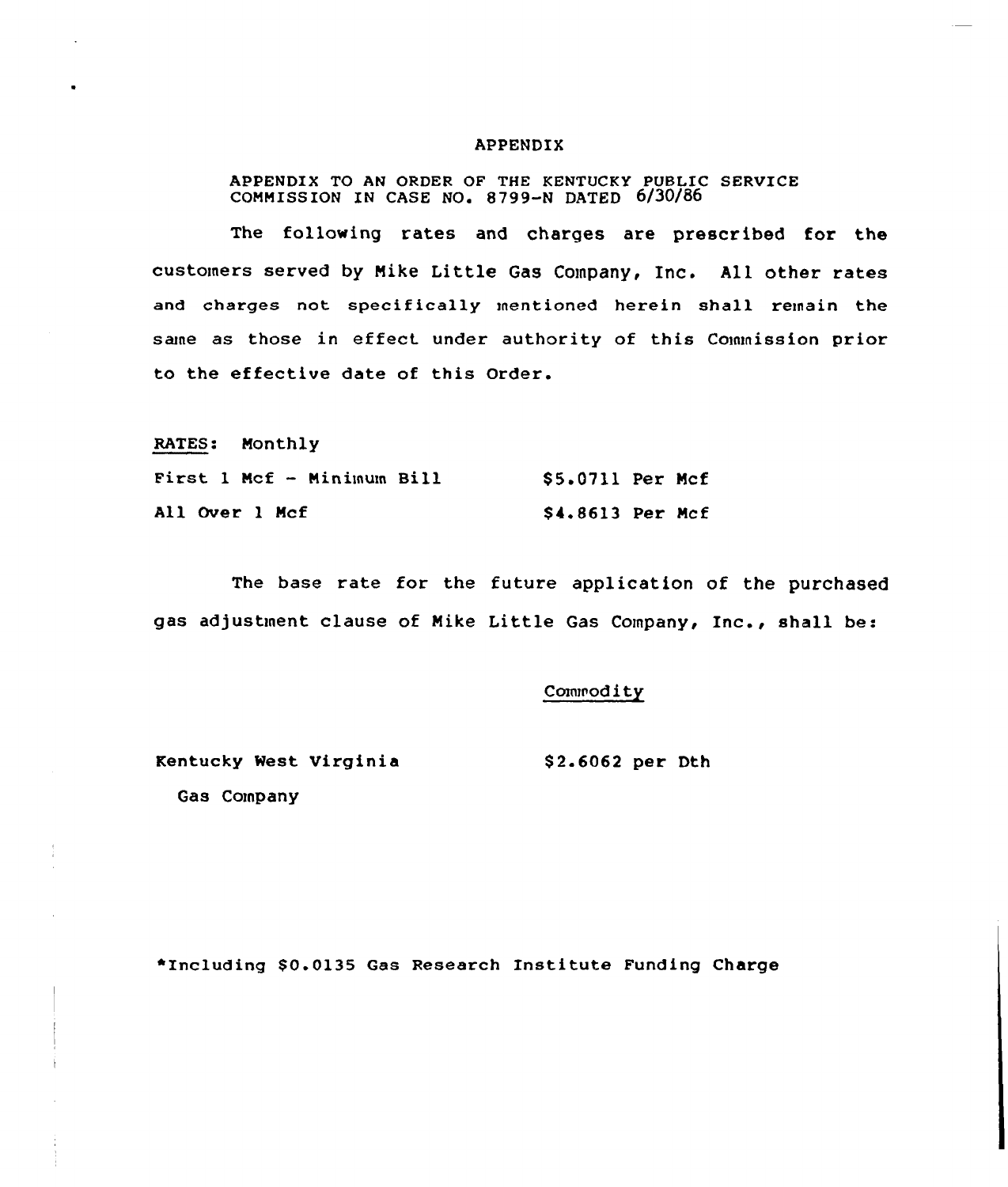# APPENDIX

APPENDIX TO AN ORDER OF THE KENTUCKY PUBLIC SERVICE COMMISSION IN CASE NO. 8799-N DATED 6/30/86

The following rates and charges are prescribed for the customers served by Mike Little Gas Company, Inc. All other rates and charges not specifically mentioned herein shall remain the same as those in effect under authority of this Commission prior to the effective date of this Order.

RATES: Monthly

| | |
|---|---|
| First 1 Mcf - Minimum Bill | $5.0711 Per Mcf |
| All Over 1 Mcf | $4.8613 Per Mcf |

The base rate for the future application of the purchased gas adjustment clause of Mike Little Gas Company, Inc., shall be:

| | Commodity |
|---|---|
| Kentucky West Virginia Gas Company | $2.6062 per Dth |

*Including $0.0135 Gas Research Institute Funding Charge